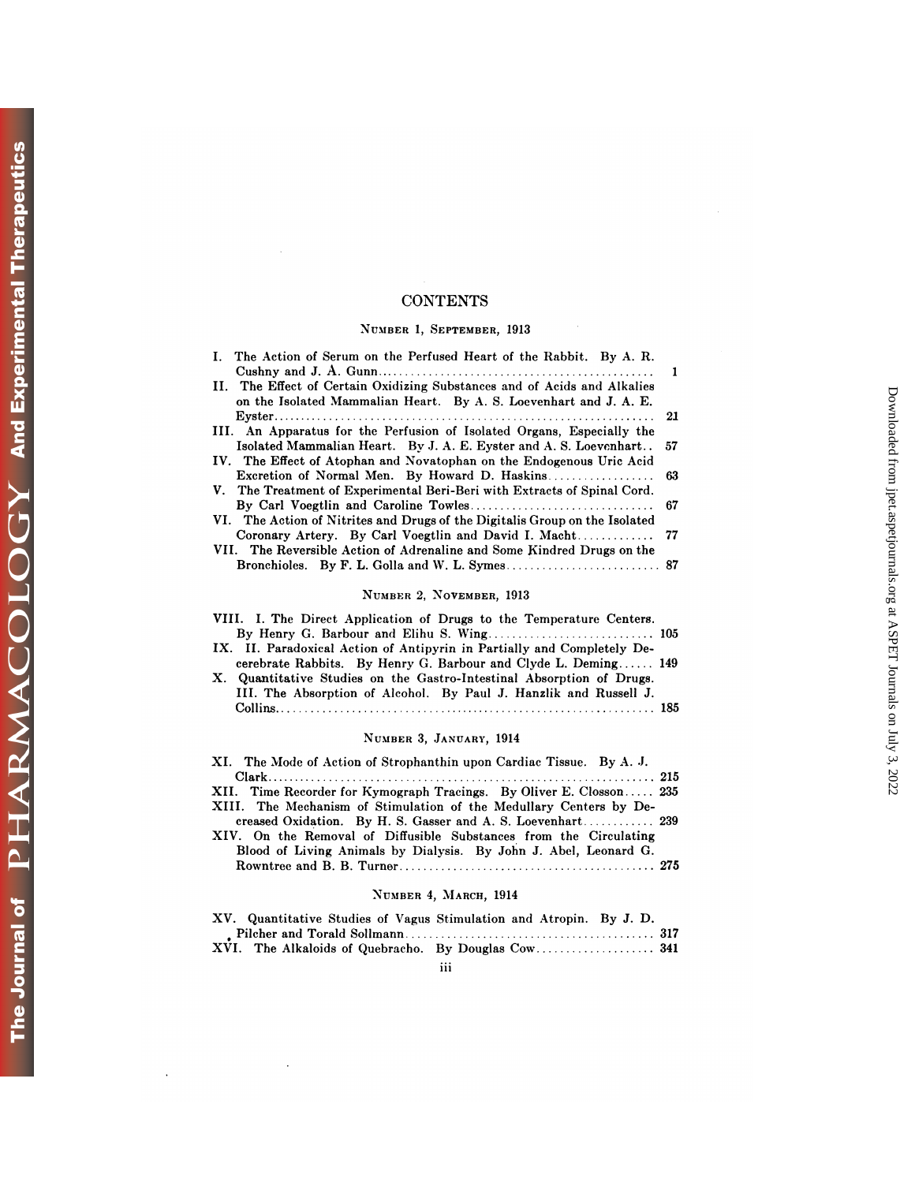# CONTENTS

## Number 1, September, 1913

I. The Action of Serum on the Perfused Heart of the Rabbit. By A. R. Cushny and J. A. Gunn .......... 1

II. The Effect of Certain Oxidizing Substances and of Acids and Alkalies on the Isolated Mammalian Heart. By A. S. Loevenhart and J. A. E. Eyster .......... 21

III. An Apparatus for the Perfusion of Isolated Organs, Especially the Isolated Mammalian Heart. By J. A. E. Eyster and A. S. Loevenhart .......... 57

IV. The Effect of Atophan and Novatophan on the Endogenous Uric Acid Excretion of Normal Men. By Howard D. Haskins .......... 63

V. The Treatment of Experimental Beri-Beri with Extracts of Spinal Cord. By Carl Voegtlin and Caroline Towles .......... 67

VI. The Action of Nitrites and Drugs of the Digitalis Group on the Isolated Coronary Artery. By Carl Voegtlin and David I. Macht .......... 77

VII. The Reversible Action of Adrenaline and Some Kindred Drugs on the Bronchioles. By F. L. Golla and W. L. Symes .......... 87

## Number 2, November, 1913

VIII. I. The Direct Application of Drugs to the Temperature Centers. By Henry G. Barbour and Elihu S. Wing .......... 105

IX. II. Paradoxical Action of Antipyrin in Partially and Completely Decerebrate Rabbits. By Henry G. Barbour and Clyde L. Deming .......... 149

X. Quantitative Studies on the Gastro-Intestinal Absorption of Drugs. III. The Absorption of Alcohol. By Paul J. Hanzlik and Russell J. Collins .......... 185

## Number 3, January, 1914

XI. The Mode of Action of Strophanthin upon Cardiac Tissue. By A. J. Clark .......... 215

XII. Time Recorder for Kymograph Tracings. By Oliver E. Closson .......... 235

XIII. The Mechanism of Stimulation of the Medullary Centers by Decreased Oxidation. By H. S. Gasser and A. S. Loevenhart .......... 239

XIV. On the Removal of Diffusible Substances from the Circulating Blood of Living Animals by Dialysis. By John J. Abel, Leonard G. Rowntree and B. B. Turner .......... 275

## Number 4, March, 1914

XV. Quantitative Studies of Vagus Stimulation and Atropin. By J. D. Pilcher and Torald Sollmann .......... 317

XVI. The Alkaloids of Quebracho. By Douglas Cow .......... 341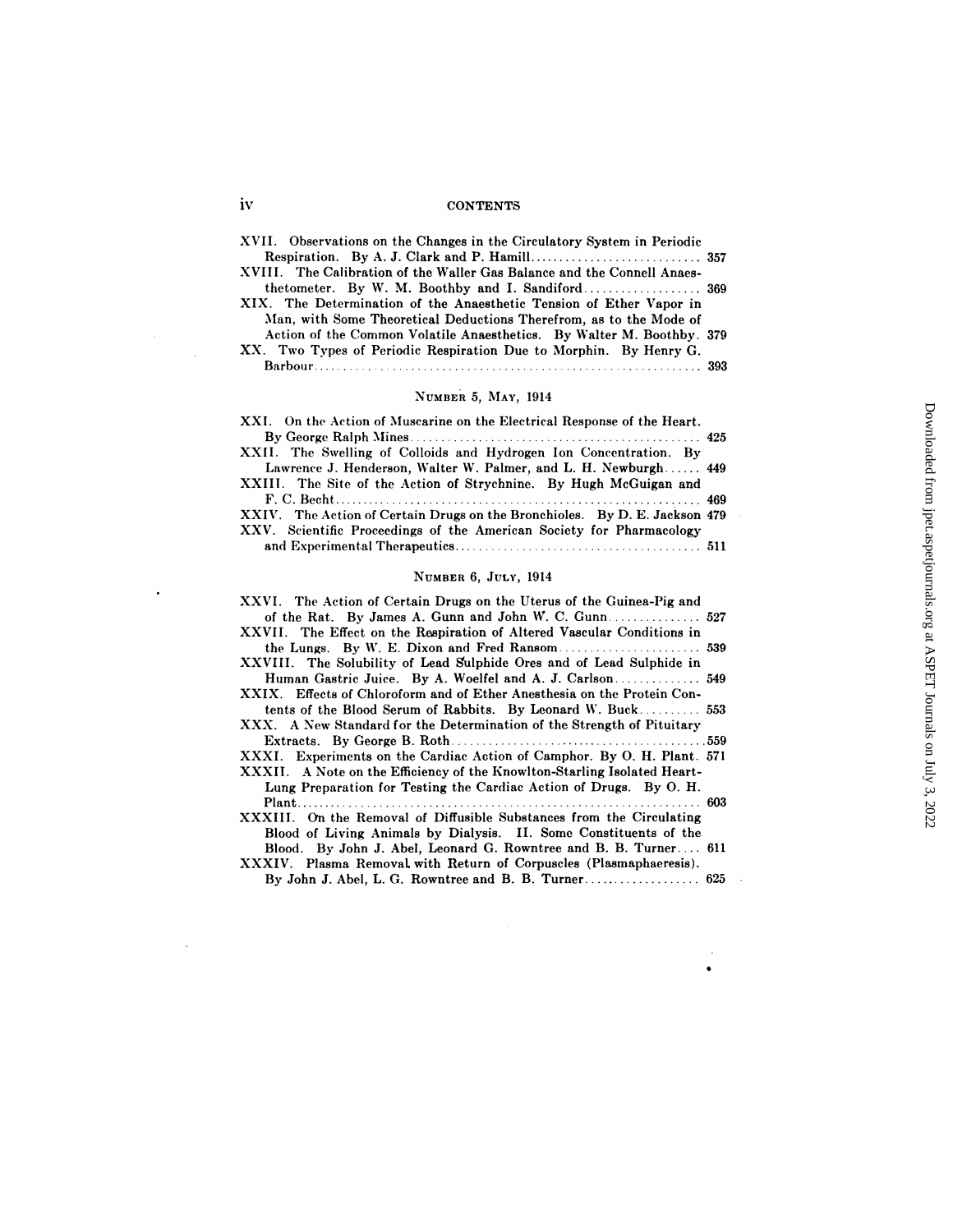XVII. Observations on the Changes in the Circulatory System in Periodic Respiration. By A. J. Clark and P. Hamill.......... 357

XVIII. The Calibration of the Waller Gas Balance and the Connell Anaesthetometer. By W. M. Boothby and I. Sandiford.......... 369

XIX. The Determination of the Anaesthetic Tension of Ether Vapor in Man, with Some Theoretical Deductions Therefrom, as to the Mode of Action of the Common Volatile Anaesthetics. By Walter M. Boothby. 379

XX. Two Types of Periodic Respiration Due to Morphin. By Henry G. Barbour.......... 393

## Number 5, May, 1914

XXI. On the Action of Muscarine on the Electrical Response of the Heart. By George Ralph Mines.......... 425

XXII. The Swelling of Colloids and Hydrogen Ion Concentration. By Lawrence J. Henderson, Walter W. Palmer, and L. H. Newburgh...... 449

XXIII. The Site of the Action of Strychnine. By Hugh McGuigan and F. C. Becht.......... 469

XXIV. The Action of Certain Drugs on the Bronchioles. By D. E. Jackson 479

XXV. Scientific Proceedings of the American Society for Pharmacology and Experimental Therapeutics.......... 511

## Number 6, July, 1914

XXVI. The Action of Certain Drugs on the Uterus of the Guinea-Pig and of the Rat. By James A. Gunn and John W. C. Gunn.......... 527

XXVII. The Effect on the Respiration of Altered Vascular Conditions in the Lungs. By W. E. Dixon and Fred Ransom.......... 539

XXVIII. The Solubility of Lead Sulphide Ores and of Lead Sulphide in Human Gastric Juice. By A. Woelfel and A. J. Carlson.......... 549

XXIX. Effects of Chloroform and of Ether Anesthesia on the Protein Contents of the Blood Serum of Rabbits. By Leonard W. Buck.......... 553

XXX. A New Standard for the Determination of the Strength of Pituitary Extracts. By George B. Roth.......... 559

XXXI. Experiments on the Cardiac Action of Camphor. By O. H. Plant. 571

XXXII. A Note on the Efficiency of the Knowlton-Starling Isolated Heart-Lung Preparation for Testing the Cardiac Action of Drugs. By O. H. Plant.......... 603

XXXIII. On the Removal of Diffusible Substances from the Circulating Blood of Living Animals by Dialysis. II. Some Constituents of the Blood. By John J. Abel, Leonard G. Rowntree and B. B. Turner.... 611

XXXIV. Plasma Removal with Return of Corpuscles (Plasmaphaeresis). By John J. Abel, L. G. Rowntree and B. B. Turner.......... 625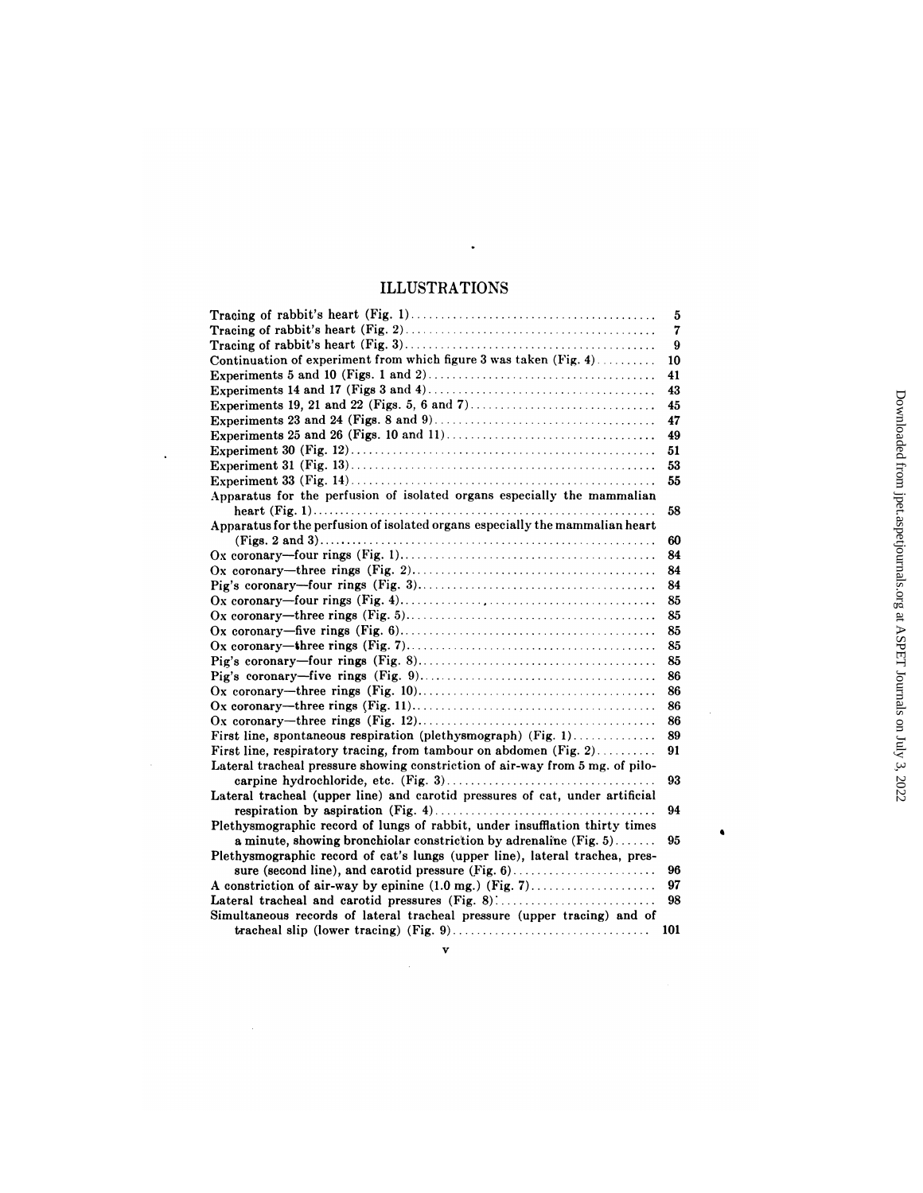# ILLUSTRATIONS

| | |
|---|---|
| Tracing of rabbit's heart (Fig. 1) | 5 |
| Tracing of rabbit's heart (Fig. 2) | 7 |
| Tracing of rabbit's heart (Fig. 3) | 9 |
| Continuation of experiment from which figure 3 was taken (Fig. 4) | 10 |
| Experiments 5 and 10 (Figs. 1 and 2) | 41 |
| Experiments 14 and 17 (Figs 3 and 4) | 43 |
| Experiments 19, 21 and 22 (Figs. 5, 6 and 7) | 45 |
| Experiments 23 and 24 (Figs. 8 and 9) | 47 |
| Experiments 25 and 26 (Figs. 10 and 11) | 49 |
| Experiment 30 (Fig. 12) | 51 |
| Experiment 31 (Fig. 13) | 53 |
| Experiment 33 (Fig. 14) | 55 |
| Apparatus for the perfusion of isolated organs especially the mammalian heart (Fig. 1) | 58 |
| Apparatus for the perfusion of isolated organs especially the mammalian heart (Figs. 2 and 3) | 60 |
| Ox coronary—four rings (Fig. 1) | 84 |
| Ox coronary—three rings (Fig. 2) | 84 |
| Pig's coronary—four rings (Fig. 3) | 84 |
| Ox coronary—four rings (Fig. 4) | 85 |
| Ox coronary—three rings (Fig. 5) | 85 |
| Ox coronary—five rings (Fig. 6) | 85 |
| Ox coronary—three rings (Fig. 7) | 85 |
| Pig's coronary—four rings (Fig. 8) | 85 |
| Pig's coronary—five rings (Fig. 9) | 86 |
| Ox coronary—three rings (Fig. 10) | 86 |
| Ox coronary—three rings (Fig. 11) | 86 |
| Ox coronary—three rings (Fig. 12) | 86 |
| First line, spontaneous respiration (plethysmograph) (Fig. 1) | 89 |
| First line, respiratory tracing, from tambour on abdomen (Fig. 2) | 91 |
| Lateral tracheal pressure showing constriction of air-way from 5 mg. of pilocarpine hydrochloride, etc. (Fig. 3) | 93 |
| Lateral tracheal (upper line) and carotid pressures of cat, under artificial respiration by aspiration (Fig. 4) | 94 |
| Plethysmographic record of lungs of rabbit, under insufflation thirty times a minute, showing bronchiolar constriction by adrenaline (Fig. 5) | 95 |
| Plethysmographic record of cat's lungs (upper line), lateral trachea, pressure (second line), and carotid pressure (Fig. 6) | 96 |
| A constriction of air-way by epinine (1.0 mg.) (Fig. 7) | 97 |
| Lateral tracheal and carotid pressures (Fig. 8) | 98 |
| Simultaneous records of lateral tracheal pressure (upper tracing) and of tracheal slip (lower tracing) (Fig. 9) | 101 |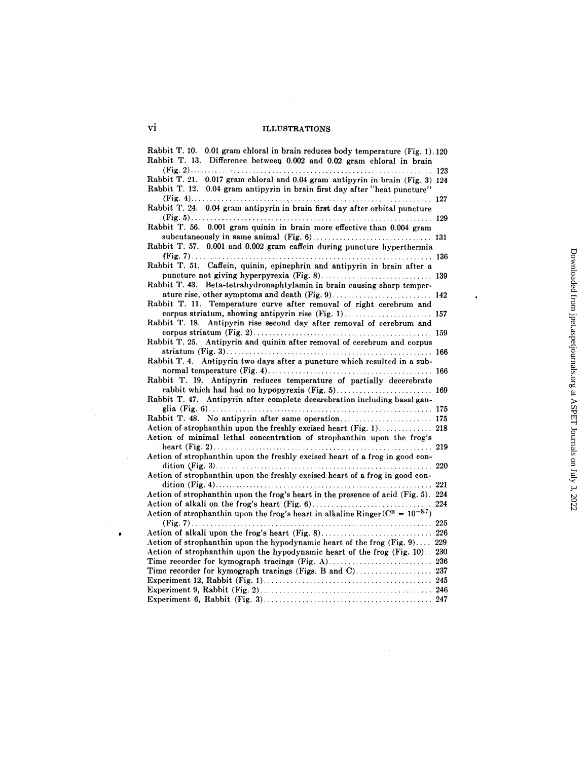## ILLUSTRATIONS

Rabbit T. 10. 0.01 gram chloral in brain reduces body temperature (Fig. 1). 120
Rabbit T. 13. Difference between 0.002 and 0.02 gram chloral in brain (Fig. 2) .......... 123
Rabbit T. 21. 0.017 gram chloral and 0.04 gram antipyrin in brain (Fig. 3) 124
Rabbit T. 12. 0.04 gram antipyrin in brain first day after "heat puncture" (Fig. 4) .......... 127
Rabbit T. 24. 0.04 gram antipyrin in brain first day after orbital puncture (Fig. 5) .......... 129
Rabbit T. 56. 0.001 gram quinin in brain more effective than 0.004 gram subcutaneously in same animal (Fig. 6) .......... 131
Rabbit T. 57. 0.001 and 0.002 gram caffein during puncture hyperthermia (Fig. 7) .......... 136
Rabbit T. 51. Caffein, quinin, epinephrin and antipyrin in brain after a puncture not giving hyperpyrexia (Fig. 8) .......... 139
Rabbit T. 43. Beta-tetrahydronaphtylamin in brain causing sharp temperature rise, other symptoms and death (Fig. 9) .......... 142
Rabbit T. 11. Temperature curve after removal of right cerebrum and corpus striatum, showing antipyrin rise (Fig. 1) .......... 157
Rabbit T. 18. Antipyrin rise second day after removal of cerebrum and corpus striatum (Fig. 2) .......... 159
Rabbit T. 25. Antipyrin and quinin after removal of cerebrum and corpus striatum (Fig. 3) .......... 166
Rabbit T. 4. Antipyrin two days after a puncture which resulted in a subnormal temperature (Fig. 4) .......... 166
Rabbit T. 19. Antipyrin reduces temperature of partially decerebrate rabbit which had had no hypopyrexia (Fig. 5) .......... 169
Rabbit T. 47. Antipyrin after complete decerebration including basal ganglia (Fig. 6) .......... 175
Rabbit T. 48. No antipyrin after same operation .......... 175
Action of strophanthin upon the freshly excised heart (Fig. 1) .......... 218
Action of minimal lethal concentration of strophanthin upon the frog's heart (Fig. 2) .......... 219
Action of strophanthin upon the freshly excised heart of a frog in good condition (Fig. 3) .......... 220
Action of strophanthin upon the freshly excised heart of a frog in good condition (Fig. 4) .......... 221
Action of strophanthin upon the frog's heart in the presence of acid (Fig. 5). 224
Action of alkali on the frog's heart (Fig. 6) .......... 224
Action of strophanthin upon the frog's heart in alkaline Ringer ($C^H = 10^{-8.7}$) (Fig. 7) .......... 225
Action of alkali upon the frog's heart (Fig. 8) .......... 226
Action of strophanthin upon the hypodynamic heart of the frog (Fig. 9) .... 229
Action of strophanthin upon the hypodynamic heart of the frog (Fig. 10) .. 230
Time recorder for kymograph tracings (Fig. A) .......... 236
Time recorder for kymograph tracings (Figs. B and C) .......... 237
Experiment 12, Rabbit (Fig. 1) .......... 245
Experiment 9, Rabbit (Fig. 2) .......... 246
Experiment 6, Rabbit (Fig. 3) .......... 247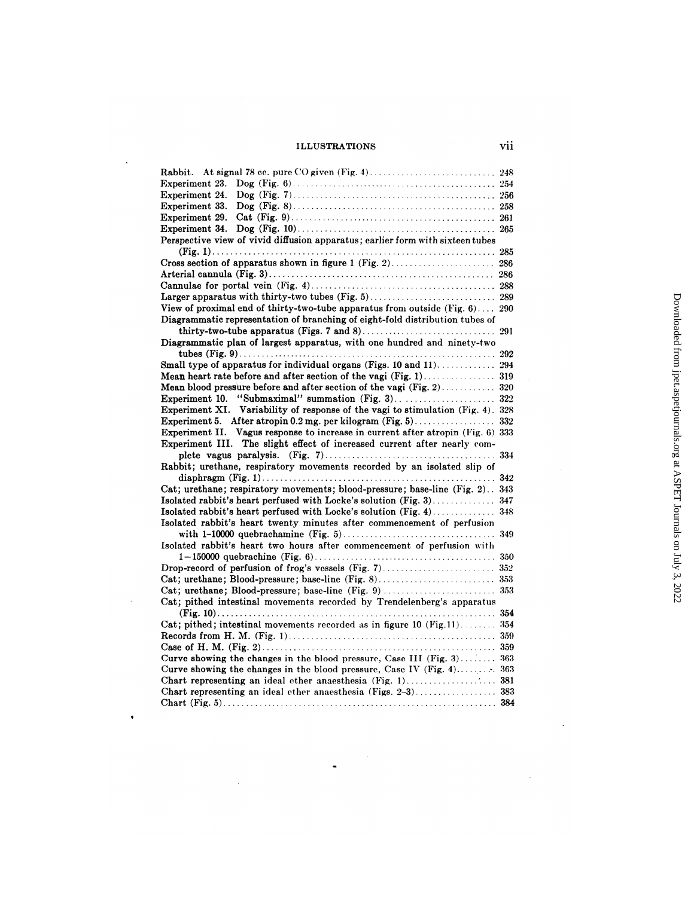Rabbit. At signal 78 cc. pure CO given (Fig. 4) ........ 248
Experiment 23. Dog (Fig. 6) ........ 254
Experiment 24. Dog (Fig. 7) ........ 256
Experiment 33. Dog (Fig. 8) ........ 258
Experiment 29. Cat (Fig. 9) ........ 261
Experiment 34. Dog (Fig. 10) ........ 265
Perspective view of vivid diffusion apparatus; earlier form with sixteen tubes (Fig. 1) ........ 285
Cross section of apparatus shown in figure 1 (Fig. 2) ........ 286
Arterial cannula (Fig. 3) ........ 286
Cannulae for portal vein (Fig. 4) ........ 288
Larger apparatus with thirty-two tubes (Fig. 5) ........ 289
View of proximal end of thirty-two-tube apparatus from outside (Fig. 6) ........ 290
Diagrammatic representation of branching of eight-fold distribution tubes of thirty-two-tube apparatus (Figs. 7 and 8) ........ 291
Diagrammatic plan of largest apparatus, with one hundred and ninety-two tubes (Fig. 9) ........ 292
Small type of apparatus for individual organs (Figs. 10 and 11) ........ 294
Mean heart rate before and after section of the vagi (Fig. 1) ........ 319
Mean blood pressure before and after section of the vagi (Fig. 2) ........ 320
Experiment 10. "Submaximal" summation (Fig. 3) ........ 322
Experiment XI. Variability of response of the vagi to stimulation (Fig. 4) ........ 328
Experiment 5. After atropin 0.2 mg. per kilogram (Fig. 5) ........ 332
Experiment II. Vagus response to increase in current after atropin (Fig. 6) ........ 333
Experiment III. The slight effect of increased current after nearly complete vagus paralysis. (Fig. 7) ........ 334
Rabbit; urethane, respiratory movements recorded by an isolated slip of diaphragm (Fig. 1) ........ 342
Cat; urethane; respiratory movements; blood-pressure; base-line (Fig. 2) ........ 343
Isolated rabbit's heart perfused with Locke's solution (Fig. 3) ........ 347
Isolated rabbit's heart perfused with Locke's solution (Fig. 4) ........ 348
Isolated rabbit's heart twenty minutes after commencement of perfusion with 1-10000 quebrachamine (Fig. 5) ........ 349
Isolated rabbit's heart two hours after commencement of perfusion with 1-150000 quebrachine (Fig. 6) ........ 350
Drop-record of perfusion of frog's vessels (Fig. 7) ........ 352
Cat; urethane; Blood-pressure; base-line (Fig. 8) ........ 353
Cat; urethane; Blood-pressure; base-line (Fig. 9) ........ 353
Cat; pithed intestinal movements recorded by Trendelenberg's apparatus (Fig. 10) ........ 354
Cat; pithed; intestinal movements recorded as in figure 10 (Fig. 11) ........ 354
Records from H. M. (Fig. 1) ........ 359
Case of H. M. (Fig. 2) ........ 359
Curve showing the changes in the blood pressure, Case III (Fig. 3) ........ 363
Curve showing the changes in the blood pressure, Case IV (Fig. 4) ........ 363
Chart representing an ideal ether anaesthesia (Fig. 1) ........ 381
Chart representing an ideal ether anaesthesia (Figs. 2-3) ........ 383
Chart (Fig. 5) ........ 384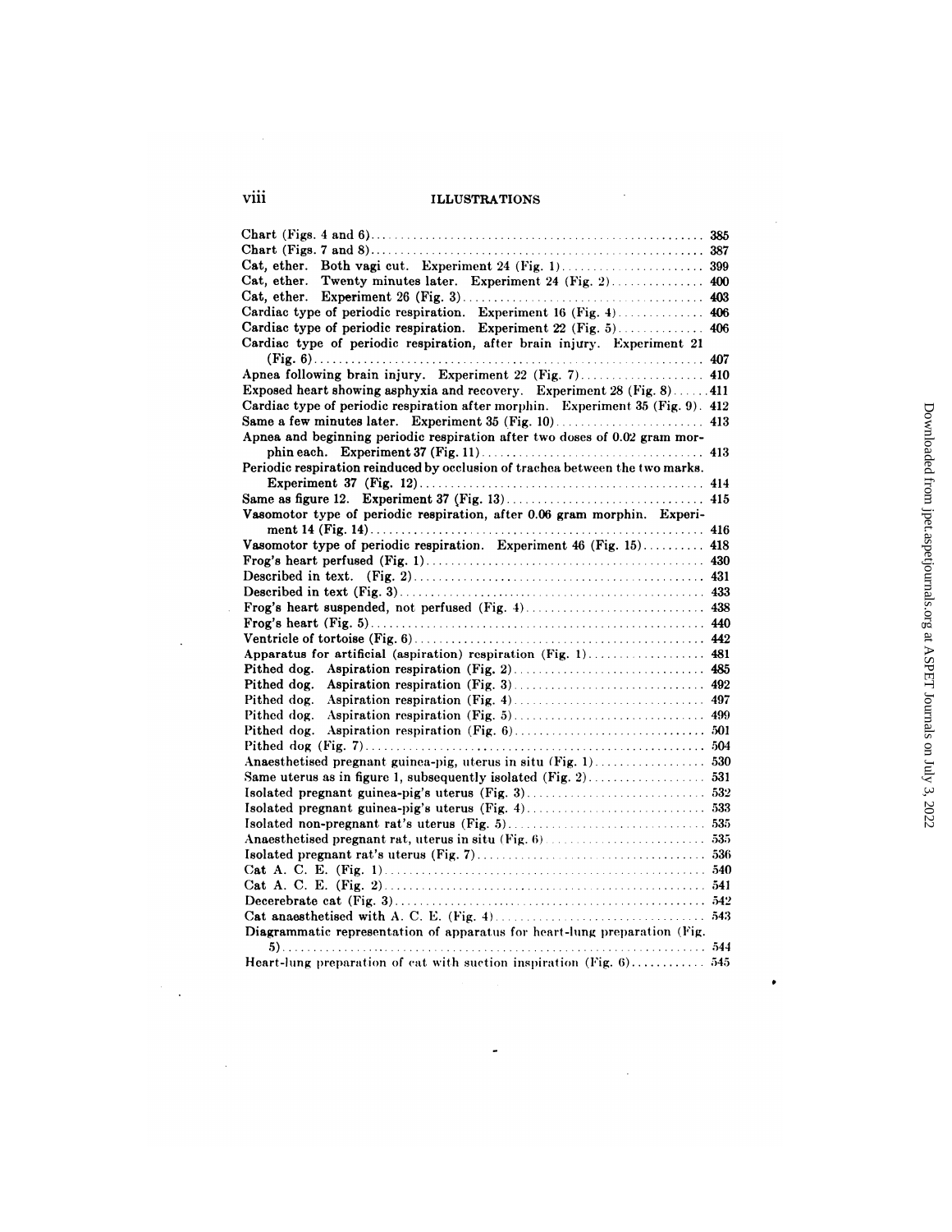Chart (Figs. 4 and 6) ........ 385
Chart (Figs. 7 and 8) ........ 387
Cat, ether. Both vagi cut. Experiment 24 (Fig. 1) ........ 399
Cat, ether. Twenty minutes later. Experiment 24 (Fig. 2) ........ 400
Cat, ether. Experiment 26 (Fig. 3) ........ 403
Cardiac type of periodic respiration. Experiment 16 (Fig. 4) ........ 406
Cardiac type of periodic respiration. Experiment 22 (Fig. 5) ........ 406
Cardiac type of periodic respiration, after brain injury. Experiment 21 (Fig. 6) ........ 407
Apnea following brain injury. Experiment 22 (Fig. 7) ........ 410
Exposed heart showing asphyxia and recovery. Experiment 28 (Fig. 8) ........ 411
Cardiac type of periodic respiration after morphin. Experiment 35 (Fig. 9) ........ 412
Same a few minutes later. Experiment 35 (Fig. 10) ........ 413
Apnea and beginning periodic respiration after two doses of 0.02 gram morphin each. Experiment 37 (Fig. 11) ........ 413
Periodic respiration reinduced by occlusion of trachea between the two marks. Experiment 37 (Fig. 12) ........ 414
Same as figure 12. Experiment 37 (Fig. 13) ........ 415
Vasomotor type of periodic respiration, after 0.06 gram morphin. Experiment 14 (Fig. 14) ........ 416
Vasomotor type of periodic respiration. Experiment 46 (Fig. 15) ........ 418
Frog's heart perfused (Fig. 1) ........ 430
Described in text. (Fig. 2) ........ 431
Described in text (Fig. 3) ........ 433
Frog's heart suspended, not perfused (Fig. 4) ........ 438
Frog's heart (Fig. 5) ........ 440
Ventricle of tortoise (Fig. 6) ........ 442
Apparatus for artificial (aspiration) respiration (Fig. 1) ........ 481
Pithed dog. Aspiration respiration (Fig. 2) ........ 485
Pithed dog. Aspiration respiration (Fig. 3) ........ 492
Pithed dog. Aspiration respiration (Fig. 4) ........ 497
Pithed dog. Aspiration respiration (Fig. 5) ........ 499
Pithed dog. Aspiration respiration (Fig. 6) ........ 501
Pithed dog (Fig. 7) ........ 504
Anaesthetised pregnant guinea-pig, uterus in situ (Fig. 1) ........ 530
Same uterus as in figure 1, subsequently isolated (Fig. 2) ........ 531
Isolated pregnant guinea-pig's uterus (Fig. 3) ........ 532
Isolated pregnant guinea-pig's uterus (Fig. 4) ........ 533
Isolated non-pregnant rat's uterus (Fig. 5) ........ 535
Anaesthetised pregnant rat, uterus in situ (Fig. 6) ........ 535
Isolated pregnant rat's uterus (Fig. 7) ........ 536
Cat A. C. E. (Fig. 1) ........ 540
Cat A. C. E. (Fig. 2) ........ 541
Decerebrate cat (Fig. 3) ........ 542
Cat anaesthetised with A. C. E. (Fig. 4) ........ 543
Diagrammatic representation of apparatus for heart-lung preparation (Fig. 5) ........ 544
Heart-lung preparation of cat with suction inspiration (Fig. 6) ........ 545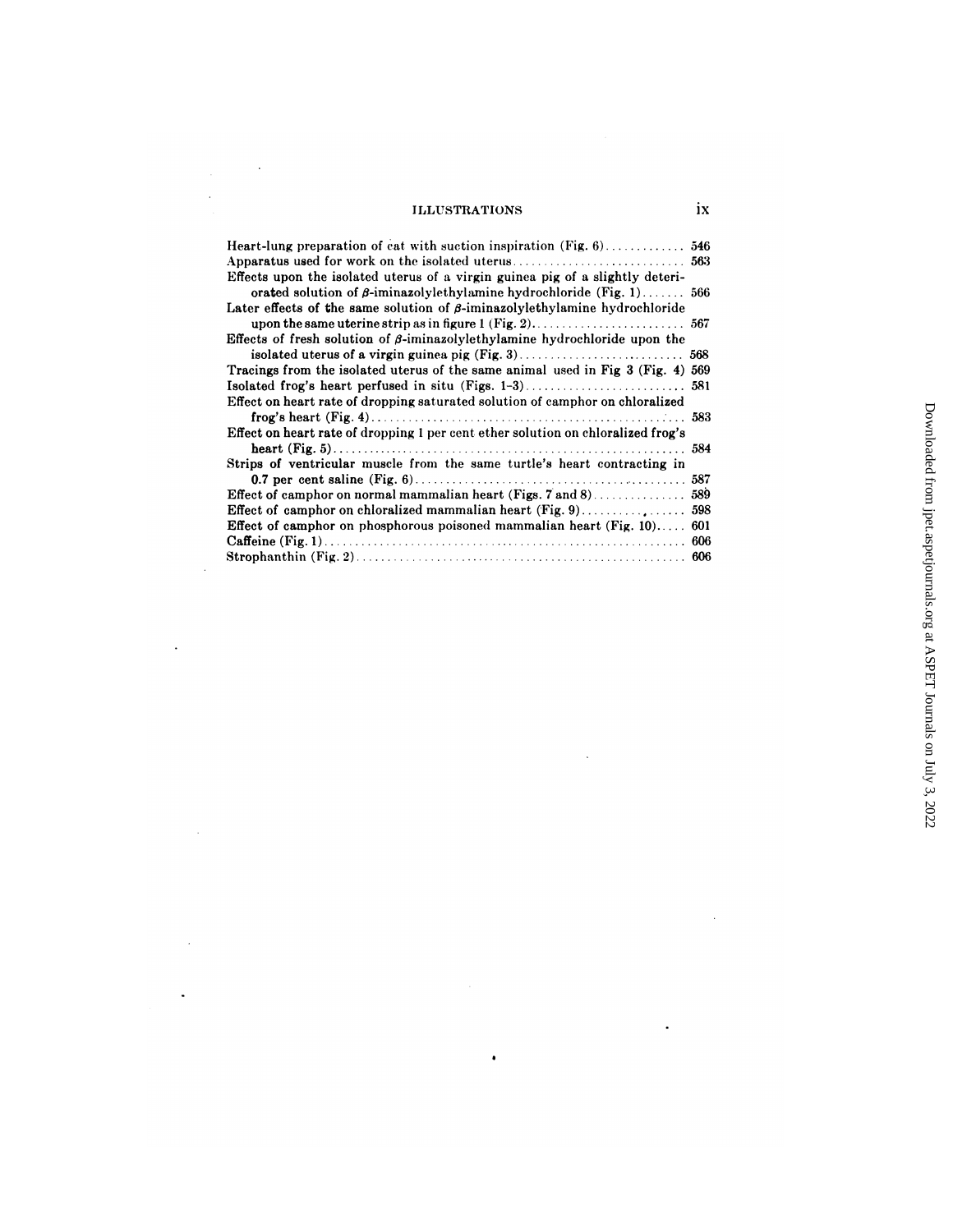Heart-lung preparation of cat with suction inspiration (Fig. 6)............. 546
Apparatus used for work on the isolated uterus............................ 563
Effects upon the isolated uterus of a virgin guinea pig of a slightly deteriorated solution of β-iminazolylethylamine hydrochloride (Fig. 1)....... 566
Later effects of the same solution of β-iminazolylethylamine hydrochloride upon the same uterine strip as in figure 1 (Fig. 2)......................... 567
Effects of fresh solution of β-iminazolylethylamine hydrochloride upon the isolated uterus of a virgin guinea pig (Fig. 3)........................... 568
Tracings from the isolated uterus of the same animal used in Fig 3 (Fig. 4) 569
Isolated frog's heart perfused in situ (Figs. 1-3).......................... 581
Effect on heart rate of dropping saturated solution of camphor on chloralized frog's heart (Fig. 4).................................................... 583
Effect on heart rate of dropping 1 per cent ether solution on chloralized frog's heart (Fig. 5)......................................................... 584
Strips of ventricular muscle from the same turtle's heart contracting in 0.7 per cent saline (Fig. 6)............................................ 587
Effect of camphor on normal mammalian heart (Figs. 7 and 8)............... 589
Effect of camphor on chloralized mammalian heart (Fig. 9).................. 598
Effect of camphor on phosphorous poisoned mammalian heart (Fig. 10)..... 601
Caffeine (Fig. 1)........................................................... 606
Strophanthin (Fig. 2)....................................................... 606